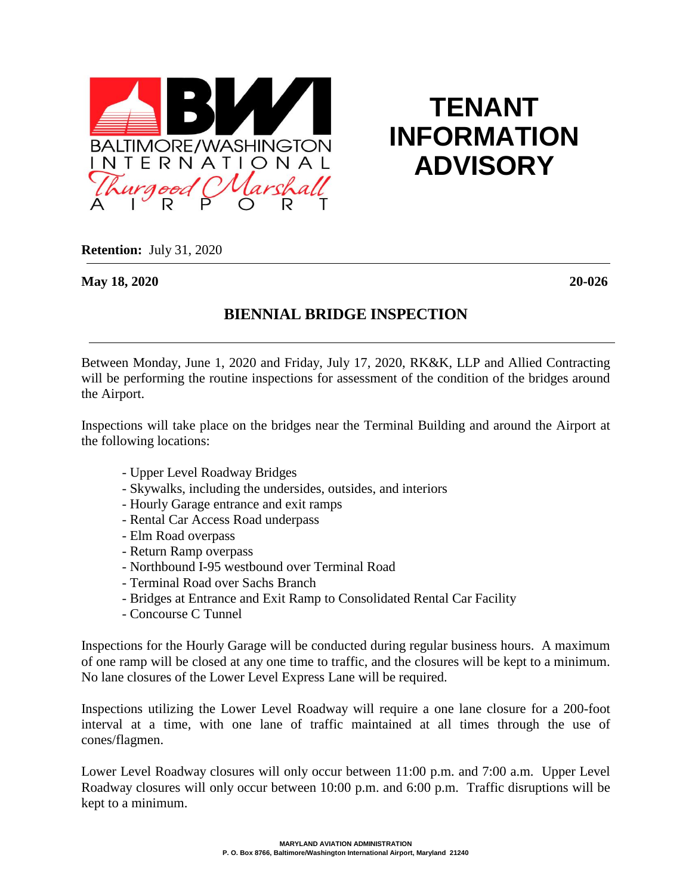BALTIMORE/WASHINGTON INTERNATIONAL Thurgood Marshall AIRPORT

# TENANT INFORMATION ADVISORY

**Retention:** July 31, 2020

**May 18, 2020** **20-026**

## BIENNIAL BRIDGE INSPECTION

Between Monday, June 1, 2020 and Friday, July 17, 2020, RK&K, LLP and Allied Contracting will be performing the routine inspections for assessment of the condition of the bridges around the Airport.

Inspections will take place on the bridges near the Terminal Building and around the Airport at the following locations:

- Upper Level Roadway Bridges
- Skywalks, including the undersides, outsides, and interiors
- Hourly Garage entrance and exit ramps
- Rental Car Access Road underpass
- Elm Road overpass
- Return Ramp overpass
- Northbound I-95 westbound over Terminal Road
- Terminal Road over Sachs Branch
- Bridges at Entrance and Exit Ramp to Consolidated Rental Car Facility
- Concourse C Tunnel

Inspections for the Hourly Garage will be conducted during regular business hours. A maximum of one ramp will be closed at any one time to traffic, and the closures will be kept to a minimum. No lane closures of the Lower Level Express Lane will be required.

Inspections utilizing the Lower Level Roadway will require a one lane closure for a 200-foot interval at a time, with one lane of traffic maintained at all times through the use of cones/flagmen.

Lower Level Roadway closures will only occur between 11:00 p.m. and 7:00 a.m. Upper Level Roadway closures will only occur between 10:00 p.m. and 6:00 p.m. Traffic disruptions will be kept to a minimum.

MARYLAND AVIATION ADMINISTRATION
P. O. Box 8766, Baltimore/Washington International Airport, Maryland 21240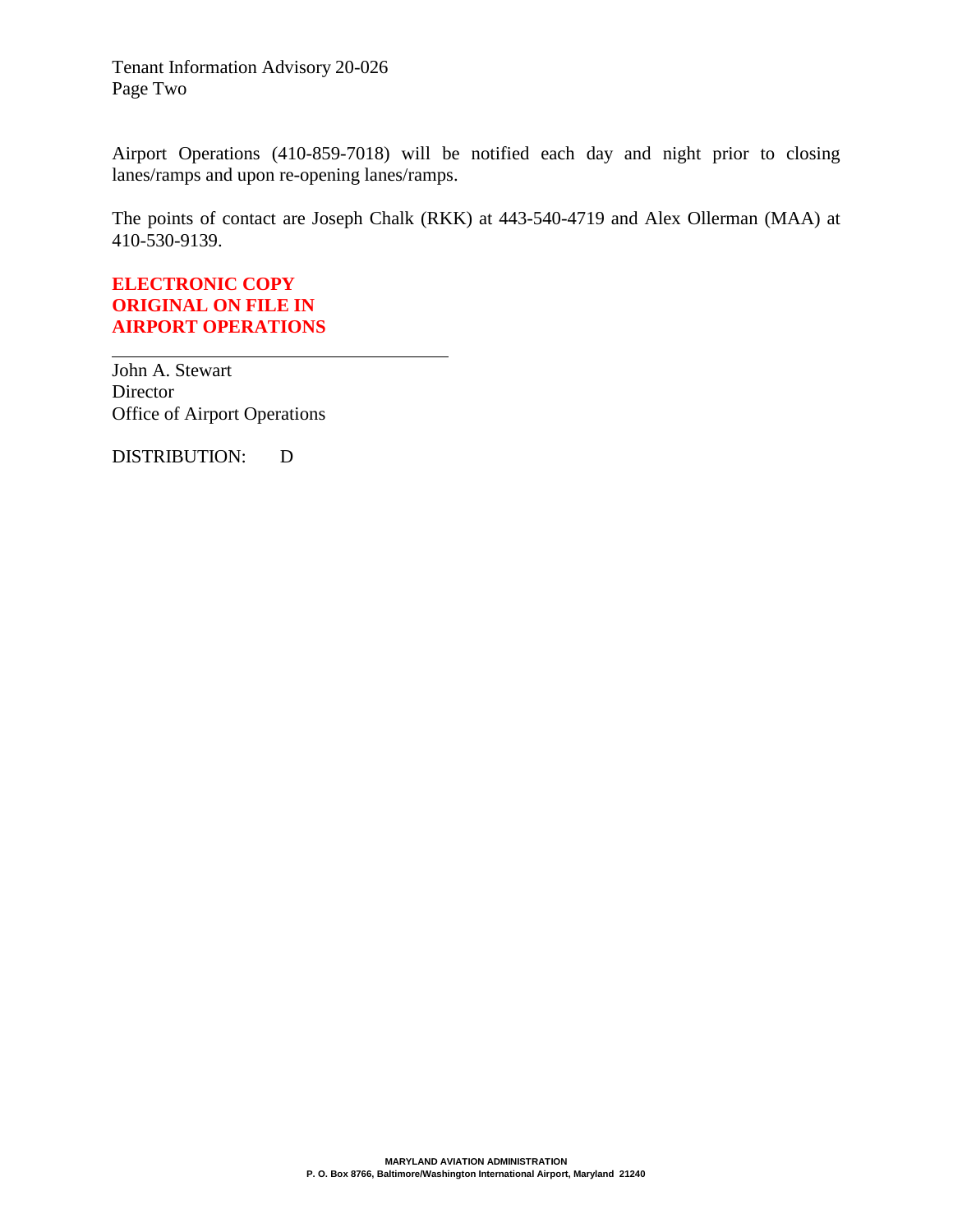Airport Operations (410-859-7018) will be notified each day and night prior to closing lanes/ramps and upon re-opening lanes/ramps.

The points of contact are Joseph Chalk (RKK) at 443-540-4719 and Alex Ollerman (MAA) at 410-530-9139.

**ELECTRONIC COPY**
**ORIGINAL ON FILE IN**
**AIRPORT OPERATIONS**

John A. Stewart
Director
Office of Airport Operations

DISTRIBUTION: D